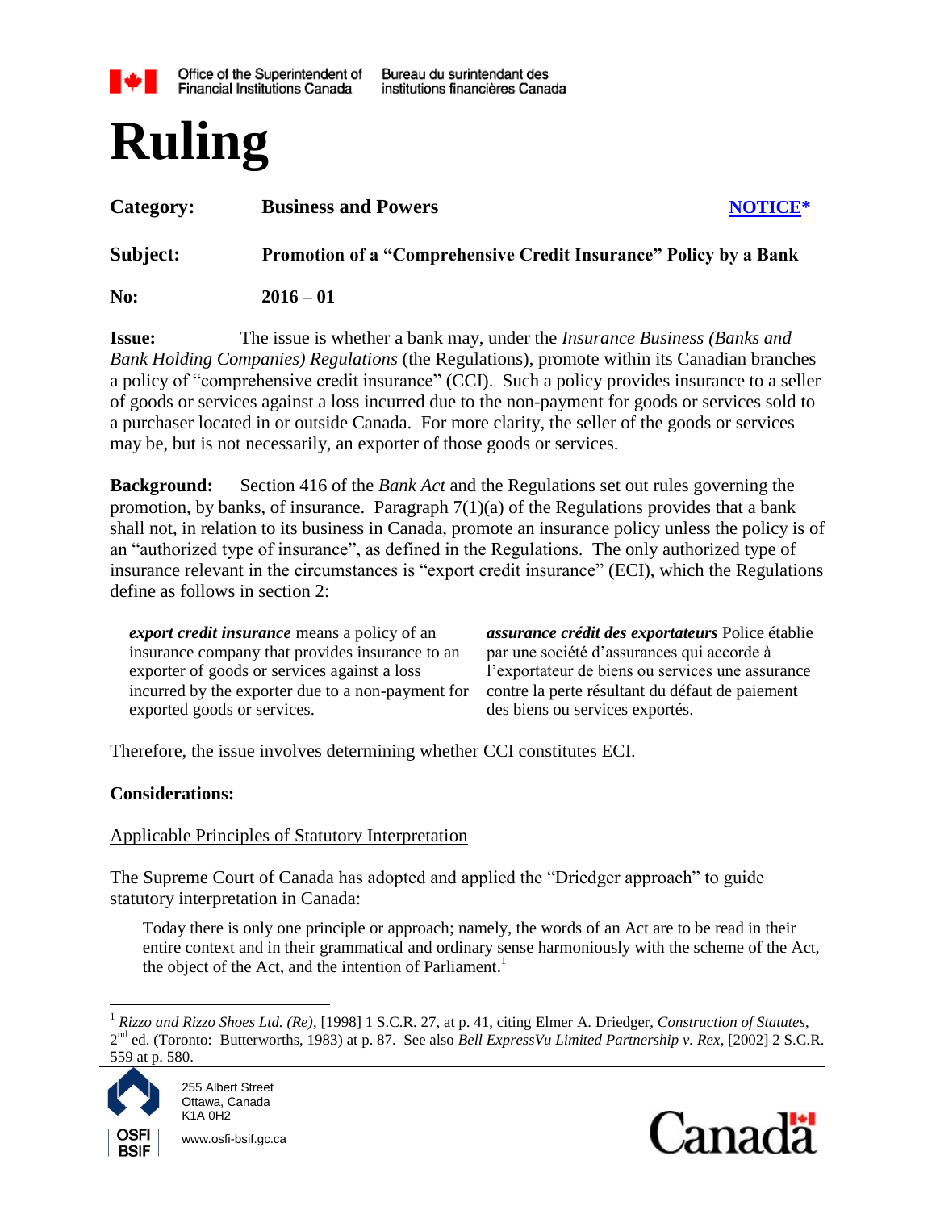# Ruling

**Category:** Business and Powers [NOTICE*]

**Subject:** Promotion of a "Comprehensive Credit Insurance" Policy by a Bank

**No:** 2016 – 01

**Issue:** The issue is whether a bank may, under the *Insurance Business (Banks and Bank Holding Companies) Regulations* (the Regulations), promote within its Canadian branches a policy of "comprehensive credit insurance" (CCI). Such a policy provides insurance to a seller of goods or services against a loss incurred due to the non-payment for goods or services sold to a purchaser located in or outside Canada. For more clarity, the seller of the goods or services may be, but is not necessarily, an exporter of those goods or services.

**Background:** Section 416 of the *Bank Act* and the Regulations set out rules governing the promotion, by banks, of insurance. Paragraph 7(1)(a) of the Regulations provides that a bank shall not, in relation to its business in Canada, promote an insurance policy unless the policy is of an "authorized type of insurance", as defined in the Regulations. The only authorized type of insurance relevant in the circumstances is "export credit insurance" (ECI), which the Regulations define as follows in section 2:

> ***export credit insurance*** means a policy of an insurance company that provides insurance to an exporter of goods or services against a loss incurred by the exporter due to a non-payment for exported goods or services.

> ***assurance crédit des exportateurs*** Police établie par une société d'assurances qui accorde à l'exportateur de biens ou services une assurance contre la perte résultant du défaut de paiement des biens ou services exportés.

Therefore, the issue involves determining whether CCI constitutes ECI.

**Considerations:**

Applicable Principles of Statutory Interpretation

The Supreme Court of Canada has adopted and applied the "Driedger approach" to guide statutory interpretation in Canada:

> Today there is only one principle or approach; namely, the words of an Act are to be read in their entire context and in their grammatical and ordinary sense harmoniously with the scheme of the Act, the object of the Act, and the intention of Parliament.[1]

---

[1] *Rizzo and Rizzo Shoes Ltd. (Re)*, [1998] 1 S.C.R. 27, at p. 41, citing Elmer A. Driedger, *Construction of Statutes*, 2nd ed. (Toronto: Butterworths, 1983) at p. 87. See also *Bell ExpressVu Limited Partnership v. Rex*, [2002] 2 S.C.R. 559 at p. 580.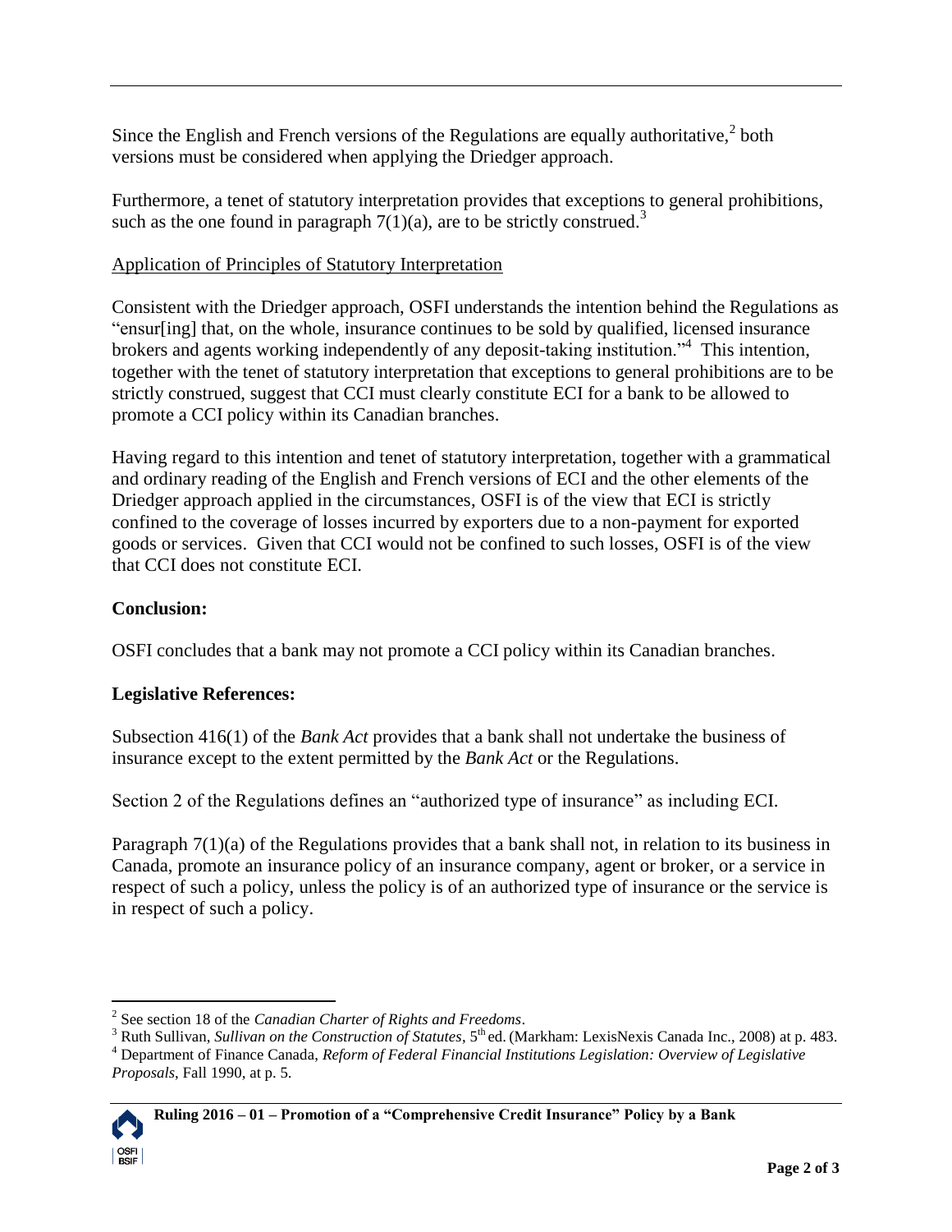Since the English and French versions of the Regulations are equally authoritative,[2] both versions must be considered when applying the Driedger approach.

Furthermore, a tenet of statutory interpretation provides that exceptions to general prohibitions, such as the one found in paragraph 7(1)(a), are to be strictly construed.[3]

Application of Principles of Statutory Interpretation

Consistent with the Driedger approach, OSFI understands the intention behind the Regulations as "ensur[ing] that, on the whole, insurance continues to be sold by qualified, licensed insurance brokers and agents working independently of any deposit-taking institution."[4] This intention, together with the tenet of statutory interpretation that exceptions to general prohibitions are to be strictly construed, suggest that CCI must clearly constitute ECI for a bank to be allowed to promote a CCI policy within its Canadian branches.

Having regard to this intention and tenet of statutory interpretation, together with a grammatical and ordinary reading of the English and French versions of ECI and the other elements of the Driedger approach applied in the circumstances, OSFI is of the view that ECI is strictly confined to the coverage of losses incurred by exporters due to a non-payment for exported goods or services. Given that CCI would not be confined to such losses, OSFI is of the view that CCI does not constitute ECI.

**Conclusion:**

OSFI concludes that a bank may not promote a CCI policy within its Canadian branches.

**Legislative References:**

Subsection 416(1) of the *Bank Act* provides that a bank shall not undertake the business of insurance except to the extent permitted by the *Bank Act* or the Regulations.

Section 2 of the Regulations defines an "authorized type of insurance" as including ECI.

Paragraph 7(1)(a) of the Regulations provides that a bank shall not, in relation to its business in Canada, promote an insurance policy of an insurance company, agent or broker, or a service in respect of such a policy, unless the policy is of an authorized type of insurance or the service is in respect of such a policy.

---

[2] See section 18 of the *Canadian Charter of Rights and Freedoms*.

[3] Ruth Sullivan, *Sullivan on the Construction of Statutes*, 5th ed. (Markham: LexisNexis Canada Inc., 2008) at p. 483.

[4] Department of Finance Canada, *Reform of Federal Financial Institutions Legislation: Overview of Legislative Proposals*, Fall 1990, at p. 5.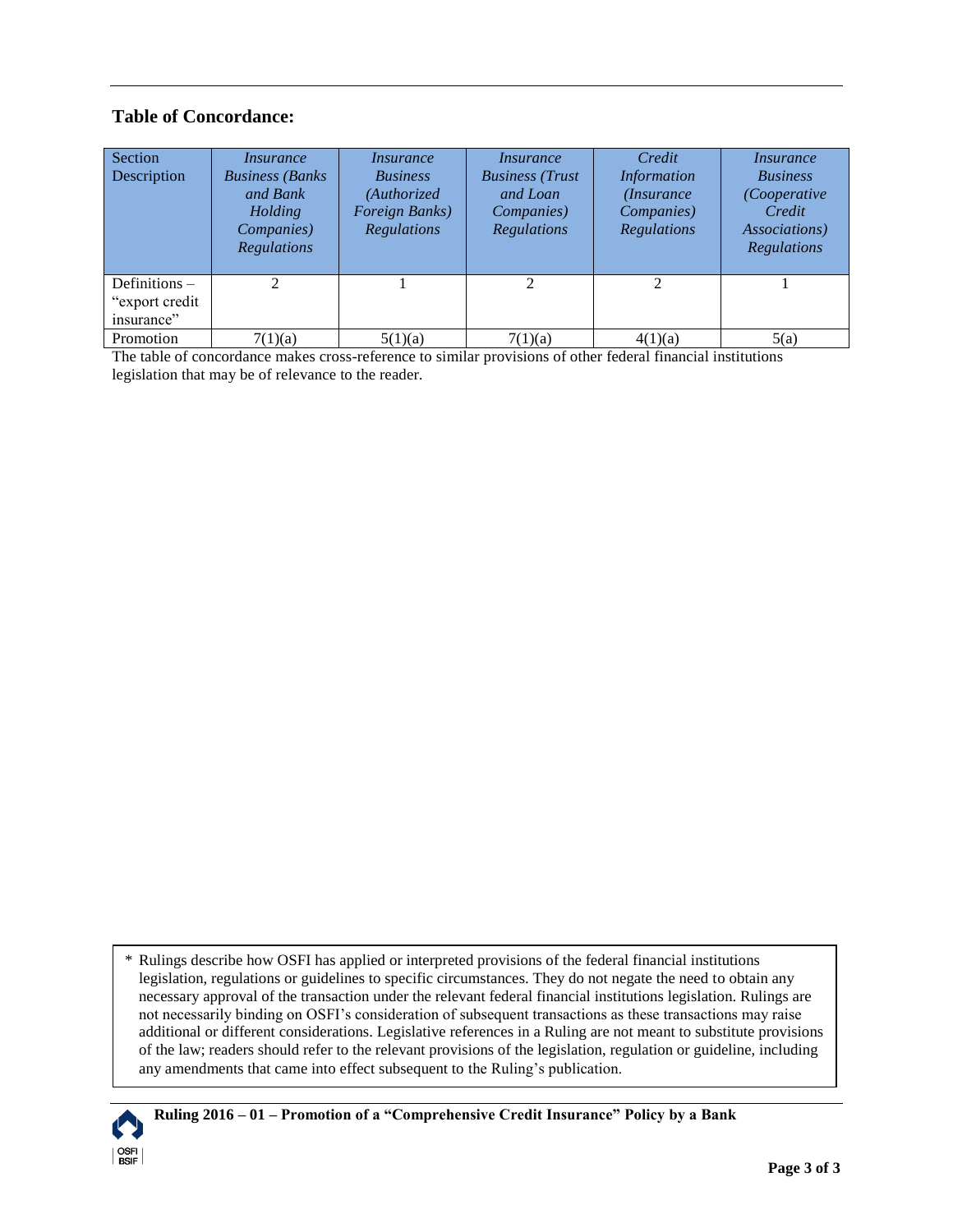### Table of Concordance:

| Section Description | *Insurance Business (Banks and Bank Holding Companies) Regulations* | *Insurance Business (Authorized Foreign Banks) Regulations* | *Insurance Business (Trust and Loan Companies) Regulations* | *Credit Information (Insurance Companies) Regulations* | *Insurance Business (Cooperative Credit Associations) Regulations* |
|---|---|---|---|---|---|
| Definitions – "export credit insurance" | 2 | 1 | 2 | 2 | 1 |
| Promotion | 7(1)(a) | 5(1)(a) | 7(1)(a) | 4(1)(a) | 5(a) |

The table of concordance makes cross-reference to similar provisions of other federal financial institutions legislation that may be of relevance to the reader.

* Rulings describe how OSFI has applied or interpreted provisions of the federal financial institutions legislation, regulations or guidelines to specific circumstances. They do not negate the need to obtain any necessary approval of the transaction under the relevant federal financial institutions legislation. Rulings are not necessarily binding on OSFI's consideration of subsequent transactions as these transactions may raise additional or different considerations. Legislative references in a Ruling are not meant to substitute provisions of the law; readers should refer to the relevant provisions of the legislation, regulation or guideline, including any amendments that came into effect subsequent to the Ruling's publication.